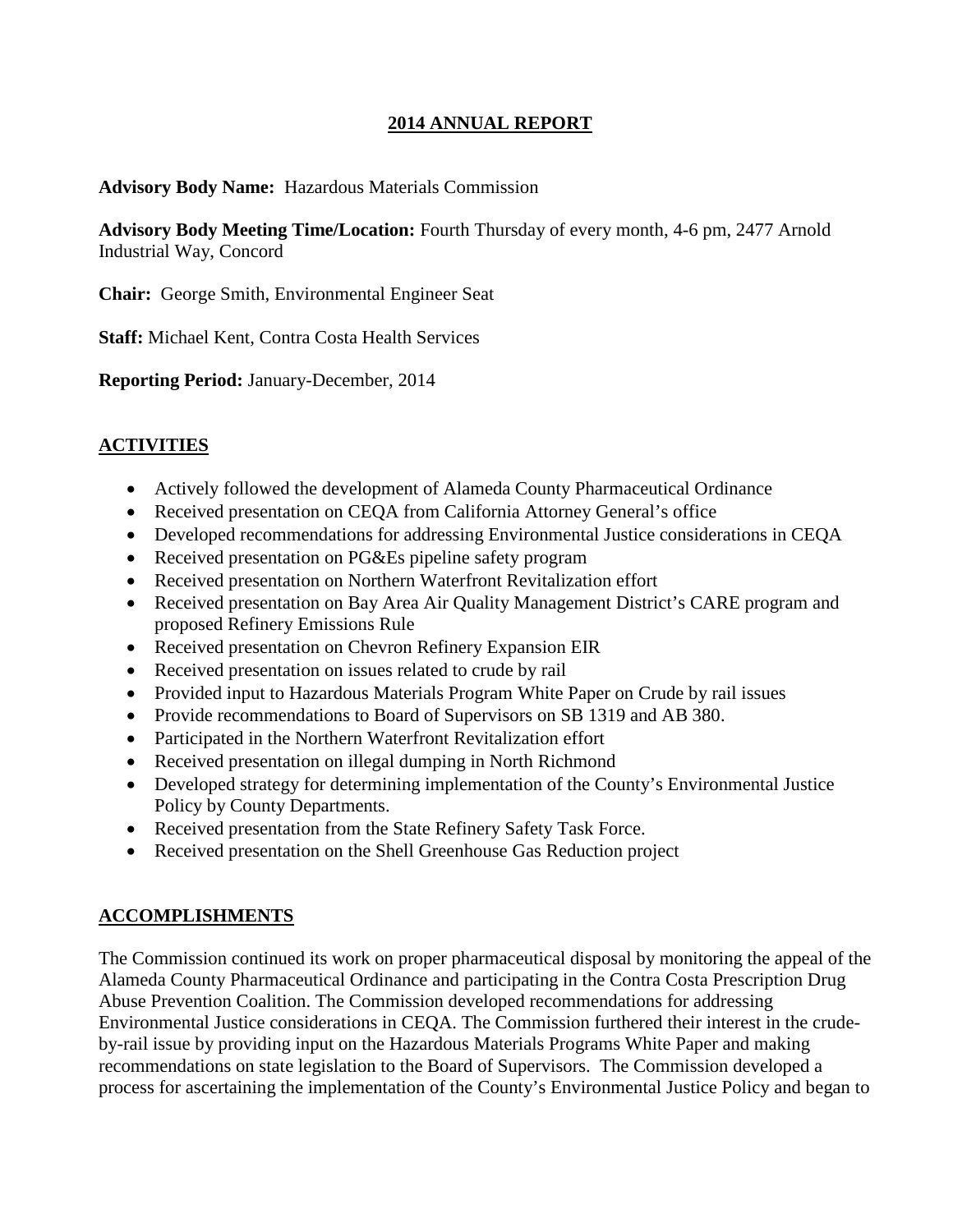# 2014 ANNUAL REPORT

**Advisory Body Name:** Hazardous Materials Commission

**Advisory Body Meeting Time/Location:** Fourth Thursday of every month, 4-6 pm, 2477 Arnold Industrial Way, Concord

**Chair:** George Smith, Environmental Engineer Seat

**Staff:** Michael Kent, Contra Costa Health Services

**Reporting Period:** January-December, 2014

## ACTIVITIES

- Actively followed the development of Alameda County Pharmaceutical Ordinance
- Received presentation on CEQA from California Attorney General's office
- Developed recommendations for addressing Environmental Justice considerations in CEQA
- Received presentation on PG&Es pipeline safety program
- Received presentation on Northern Waterfront Revitalization effort
- Received presentation on Bay Area Air Quality Management District's CARE program and proposed Refinery Emissions Rule
- Received presentation on Chevron Refinery Expansion EIR
- Received presentation on issues related to crude by rail
- Provided input to Hazardous Materials Program White Paper on Crude by rail issues
- Provide recommendations to Board of Supervisors on SB 1319 and AB 380.
- Participated in the Northern Waterfront Revitalization effort
- Received presentation on illegal dumping in North Richmond
- Developed strategy for determining implementation of the County's Environmental Justice Policy by County Departments.
- Received presentation from the State Refinery Safety Task Force.
- Received presentation on the Shell Greenhouse Gas Reduction project

## ACCOMPLISHMENTS

The Commission continued its work on proper pharmaceutical disposal by monitoring the appeal of the Alameda County Pharmaceutical Ordinance and participating in the Contra Costa Prescription Drug Abuse Prevention Coalition. The Commission developed recommendations for addressing Environmental Justice considerations in CEQA. The Commission furthered their interest in the crude-by-rail issue by providing input on the Hazardous Materials Programs White Paper and making recommendations on state legislation to the Board of Supervisors. The Commission developed a process for ascertaining the implementation of the County's Environmental Justice Policy and began to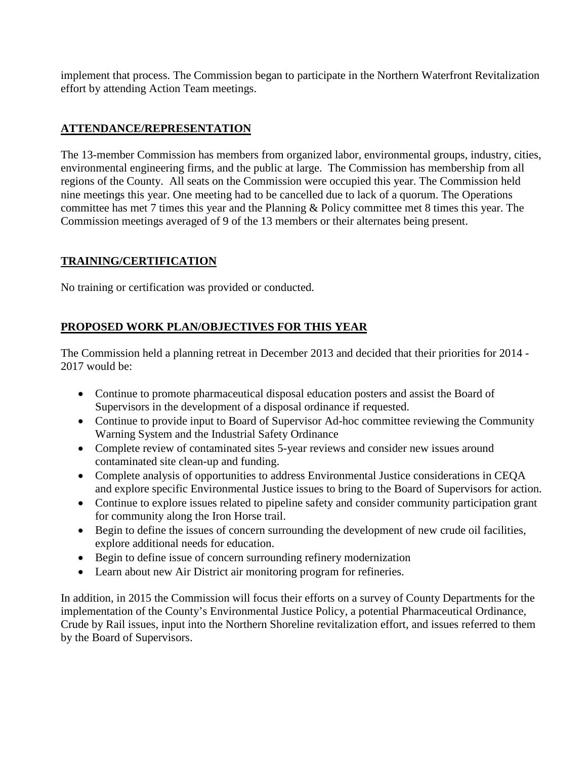implement that process. The Commission began to participate in the Northern Waterfront Revitalization effort by attending Action Team meetings.

## ATTENDANCE/REPRESENTATION

The 13-member Commission has members from organized labor, environmental groups, industry, cities, environmental engineering firms, and the public at large. The Commission has membership from all regions of the County. All seats on the Commission were occupied this year. The Commission held nine meetings this year. One meeting had to be cancelled due to lack of a quorum. The Operations committee has met 7 times this year and the Planning & Policy committee met 8 times this year. The Commission meetings averaged of 9 of the 13 members or their alternates being present.

## TRAINING/CERTIFICATION

No training or certification was provided or conducted.

## PROPOSED WORK PLAN/OBJECTIVES FOR THIS YEAR

The Commission held a planning retreat in December 2013 and decided that their priorities for 2014 - 2017 would be:

- Continue to promote pharmaceutical disposal education posters and assist the Board of Supervisors in the development of a disposal ordinance if requested.
- Continue to provide input to Board of Supervisor Ad-hoc committee reviewing the Community Warning System and the Industrial Safety Ordinance
- Complete review of contaminated sites 5-year reviews and consider new issues around contaminated site clean-up and funding.
- Complete analysis of opportunities to address Environmental Justice considerations in CEQA and explore specific Environmental Justice issues to bring to the Board of Supervisors for action.
- Continue to explore issues related to pipeline safety and consider community participation grant for community along the Iron Horse trail.
- Begin to define the issues of concern surrounding the development of new crude oil facilities, explore additional needs for education.
- Begin to define issue of concern surrounding refinery modernization
- Learn about new Air District air monitoring program for refineries.

In addition, in 2015 the Commission will focus their efforts on a survey of County Departments for the implementation of the County's Environmental Justice Policy, a potential Pharmaceutical Ordinance, Crude by Rail issues, input into the Northern Shoreline revitalization effort, and issues referred to them by the Board of Supervisors.